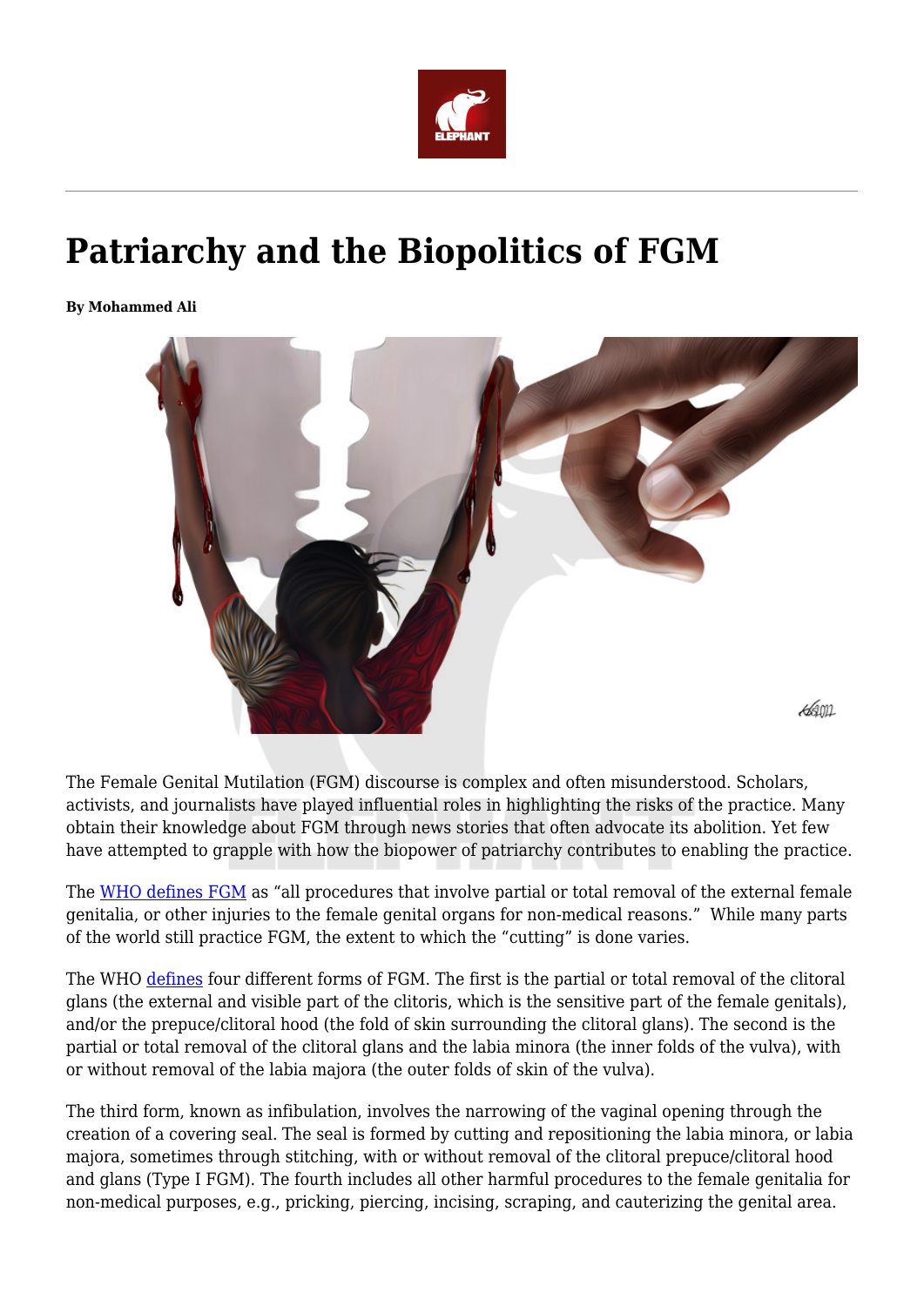# Patriarchy and the Biopolitics of FGM

**By Mohammed Ali**

The Female Genital Mutilation (FGM) discourse is complex and often misunderstood. Scholars, activists, and journalists have played influential roles in highlighting the risks of the practice. Many obtain their knowledge about FGM through news stories that often advocate its abolition. Yet few have attempted to grapple with how the biopower of patriarchy contributes to enabling the practice.

The WHO defines FGM as "all procedures that involve partial or total removal of the external female genitalia, or other injuries to the female genital organs for non-medical reasons." While many parts of the world still practice FGM, the extent to which the "cutting" is done varies.

The WHO defines four different forms of FGM. The first is the partial or total removal of the clitoral glans (the external and visible part of the clitoris, which is the sensitive part of the female genitals), and/or the prepuce/clitoral hood (the fold of skin surrounding the clitoral glans). The second is the partial or total removal of the clitoral glans and the labia minora (the inner folds of the vulva), with or without removal of the labia majora (the outer folds of skin of the vulva).

The third form, known as infibulation, involves the narrowing of the vaginal opening through the creation of a covering seal. The seal is formed by cutting and repositioning the labia minora, or labia majora, sometimes through stitching, with or without removal of the clitoral prepuce/clitoral hood and glans (Type I FGM). The fourth includes all other harmful procedures to the female genitalia for non-medical purposes, e.g., pricking, piercing, incising, scraping, and cauterizing the genital area.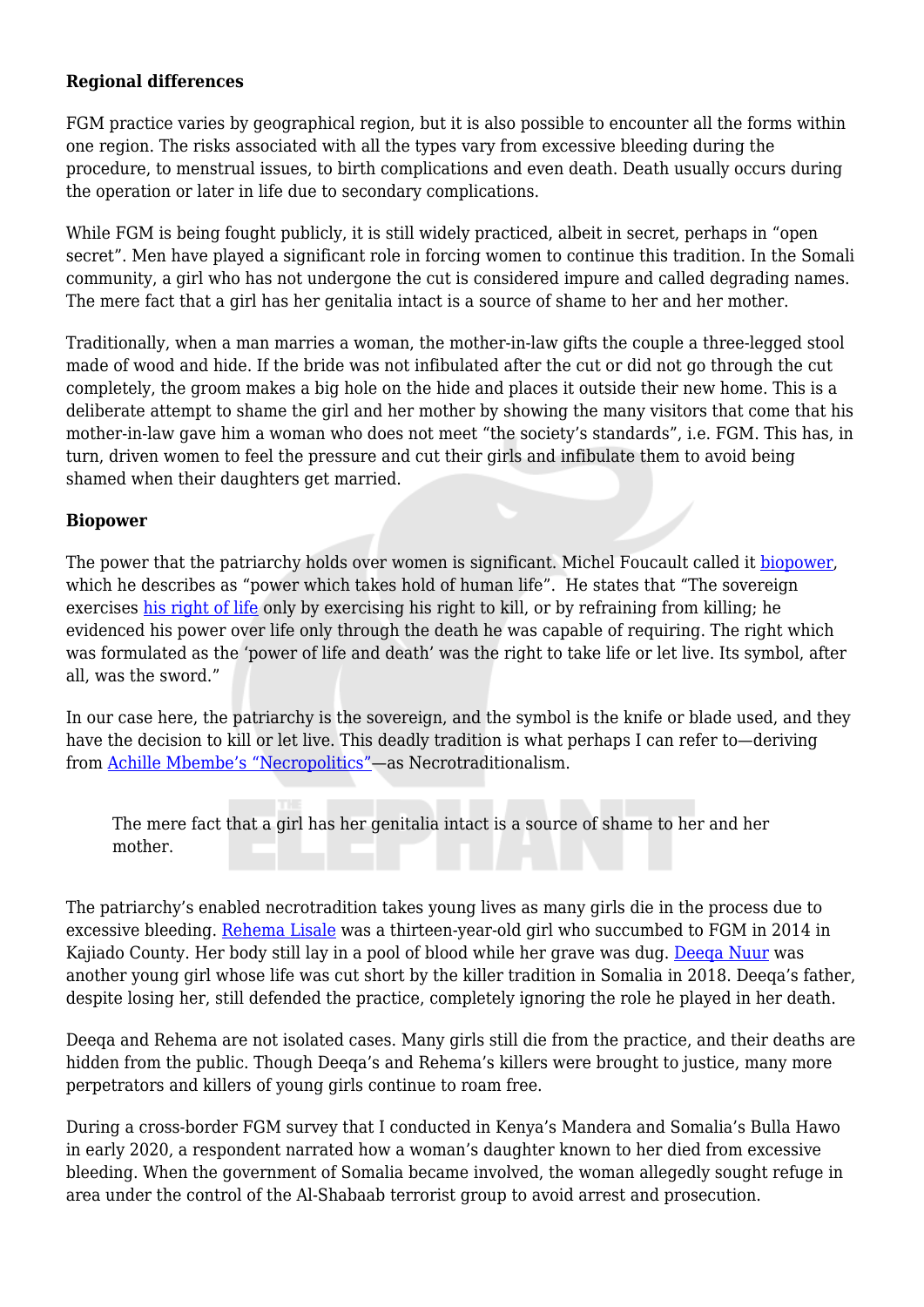**Regional differences**

FGM practice varies by geographical region, but it is also possible to encounter all the forms within one region. The risks associated with all the types vary from excessive bleeding during the procedure, to menstrual issues, to birth complications and even death. Death usually occurs during the operation or later in life due to secondary complications.

While FGM is being fought publicly, it is still widely practiced, albeit in secret, perhaps in "open secret". Men have played a significant role in forcing women to continue this tradition. In the Somali community, a girl who has not undergone the cut is considered impure and called degrading names. The mere fact that a girl has her genitalia intact is a source of shame to her and her mother.

Traditionally, when a man marries a woman, the mother-in-law gifts the couple a three-legged stool made of wood and hide. If the bride was not infibulated after the cut or did not go through the cut completely, the groom makes a big hole on the hide and places it outside their new home. This is a deliberate attempt to shame the girl and her mother by showing the many visitors that come that his mother-in-law gave him a woman who does not meet "the society's standards", i.e. FGM. This has, in turn, driven women to feel the pressure and cut their girls and infibulate them to avoid being shamed when their daughters get married.

**Biopower**

The power that the patriarchy holds over women is significant. Michel Foucault called it biopower, which he describes as "power which takes hold of human life". He states that "The sovereign exercises his right of life only by exercising his right to kill, or by refraining from killing; he evidenced his power over life only through the death he was capable of requiring. The right which was formulated as the 'power of life and death' was the right to take life or let live. Its symbol, after all, was the sword."

In our case here, the patriarchy is the sovereign, and the symbol is the knife or blade used, and they have the decision to kill or let live. This deadly tradition is what perhaps I can refer to—deriving from Achille Mbembe's "Necropolitics"—as Necrotraditionalism.

> The mere fact that a girl has her genitalia intact is a source of shame to her and her mother.

The patriarchy's enabled necrotradition takes young lives as many girls die in the process due to excessive bleeding. Rehema Lisale was a thirteen-year-old girl who succumbed to FGM in 2014 in Kajiado County. Her body still lay in a pool of blood while her grave was dug. Deeqa Nuur was another young girl whose life was cut short by the killer tradition in Somalia in 2018. Deeqa's father, despite losing her, still defended the practice, completely ignoring the role he played in her death.

Deeqa and Rehema are not isolated cases. Many girls still die from the practice, and their deaths are hidden from the public. Though Deeqa's and Rehema's killers were brought to justice, many more perpetrators and killers of young girls continue to roam free.

During a cross-border FGM survey that I conducted in Kenya's Mandera and Somalia's Bulla Hawo in early 2020, a respondent narrated how a woman's daughter known to her died from excessive bleeding. When the government of Somalia became involved, the woman allegedly sought refuge in area under the control of the Al-Shabaab terrorist group to avoid arrest and prosecution.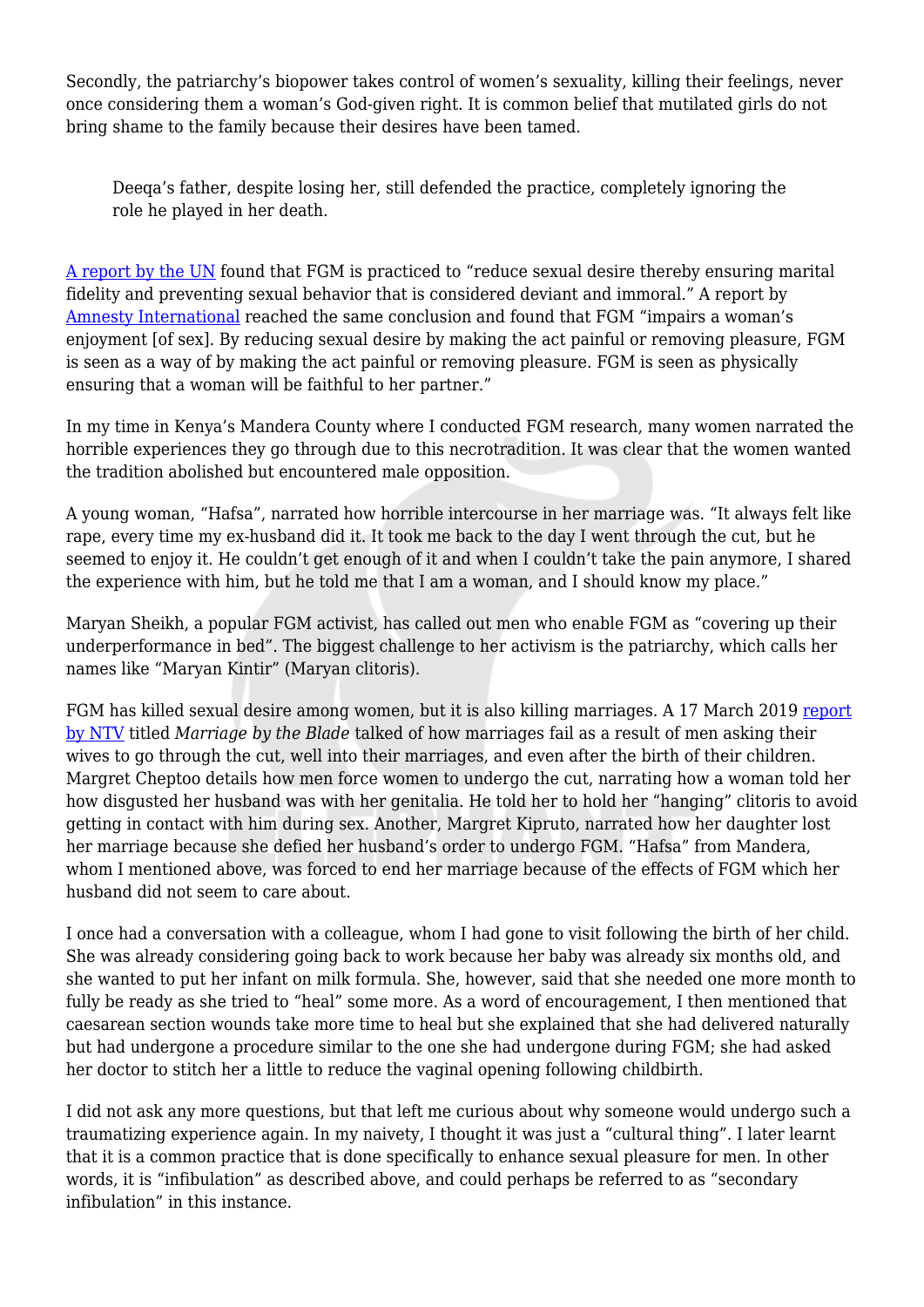Secondly, the patriarchy's biopower takes control of women's sexuality, killing their feelings, never once considering them a woman's God-given right. It is common belief that mutilated girls do not bring shame to the family because their desires have been tamed.

> Deeqa's father, despite losing her, still defended the practice, completely ignoring the role he played in her death.

A report by the UN found that FGM is practiced to "reduce sexual desire thereby ensuring marital fidelity and preventing sexual behavior that is considered deviant and immoral." A report by Amnesty International reached the same conclusion and found that FGM "impairs a woman's enjoyment [of sex]. By reducing sexual desire by making the act painful or removing pleasure, FGM is seen as a way of by making the act painful or removing pleasure. FGM is seen as physically ensuring that a woman will be faithful to her partner."

In my time in Kenya's Mandera County where I conducted FGM research, many women narrated the horrible experiences they go through due to this necrotradition. It was clear that the women wanted the tradition abolished but encountered male opposition.

A young woman, "Hafsa", narrated how horrible intercourse in her marriage was. "It always felt like rape, every time my ex-husband did it. It took me back to the day I went through the cut, but he seemed to enjoy it. He couldn't get enough of it and when I couldn't take the pain anymore, I shared the experience with him, but he told me that I am a woman, and I should know my place."

Maryan Sheikh, a popular FGM activist, has called out men who enable FGM as "covering up their underperformance in bed". The biggest challenge to her activism is the patriarchy, which calls her names like "Maryan Kintir" (Maryan clitoris).

FGM has killed sexual desire among women, but it is also killing marriages. A 17 March 2019 report by NTV titled *Marriage by the Blade* talked of how marriages fail as a result of men asking their wives to go through the cut, well into their marriages, and even after the birth of their children. Margret Cheptoo details how men force women to undergo the cut, narrating how a woman told her how disgusted her husband was with her genitalia. He told her to hold her "hanging" clitoris to avoid getting in contact with him during sex. Another, Margret Kipruto, narrated how her daughter lost her marriage because she defied her husband's order to undergo FGM. "Hafsa" from Mandera, whom I mentioned above, was forced to end her marriage because of the effects of FGM which her husband did not seem to care about.

I once had a conversation with a colleague, whom I had gone to visit following the birth of her child. She was already considering going back to work because her baby was already six months old, and she wanted to put her infant on milk formula. She, however, said that she needed one more month to fully be ready as she tried to "heal" some more. As a word of encouragement, I then mentioned that caesarean section wounds take more time to heal but she explained that she had delivered naturally but had undergone a procedure similar to the one she had undergone during FGM; she had asked her doctor to stitch her a little to reduce the vaginal opening following childbirth.

I did not ask any more questions, but that left me curious about why someone would undergo such a traumatizing experience again. In my naivety, I thought it was just a "cultural thing". I later learnt that it is a common practice that is done specifically to enhance sexual pleasure for men. In other words, it is "infibulation" as described above, and could perhaps be referred to as "secondary infibulation" in this instance.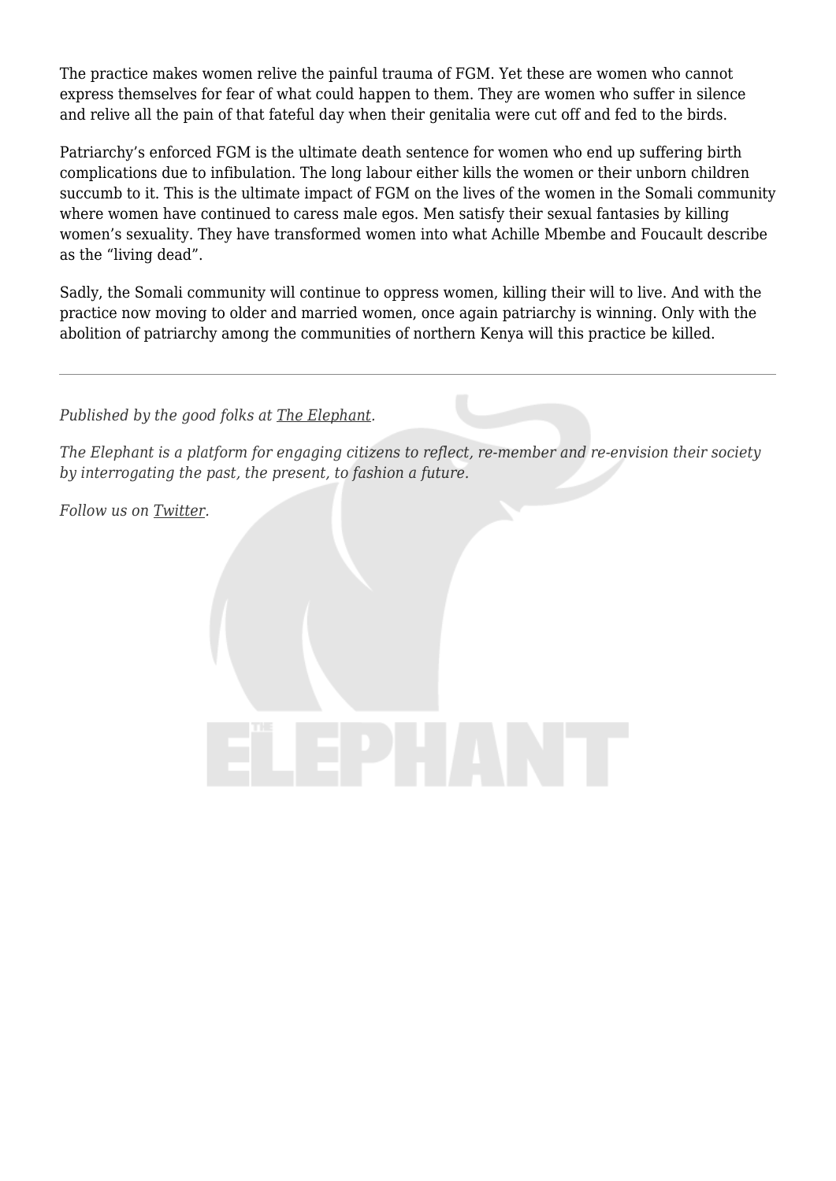The practice makes women relive the painful trauma of FGM. Yet these are women who cannot express themselves for fear of what could happen to them. They are women who suffer in silence and relive all the pain of that fateful day when their genitalia were cut off and fed to the birds.

Patriarchy's enforced FGM is the ultimate death sentence for women who end up suffering birth complications due to infibulation. The long labour either kills the women or their unborn children succumb to it. This is the ultimate impact of FGM on the lives of the women in the Somali community where women have continued to caress male egos. Men satisfy their sexual fantasies by killing women's sexuality. They have transformed women into what Achille Mbembe and Foucault describe as the "living dead".

Sadly, the Somali community will continue to oppress women, killing their will to live. And with the practice now moving to older and married women, once again patriarchy is winning. Only with the abolition of patriarchy among the communities of northern Kenya will this practice be killed.

---

*Published by the good folks at The Elephant.*

*The Elephant is a platform for engaging citizens to reflect, re-member and re-envision their society by interrogating the past, the present, to fashion a future.*

*Follow us on Twitter.*